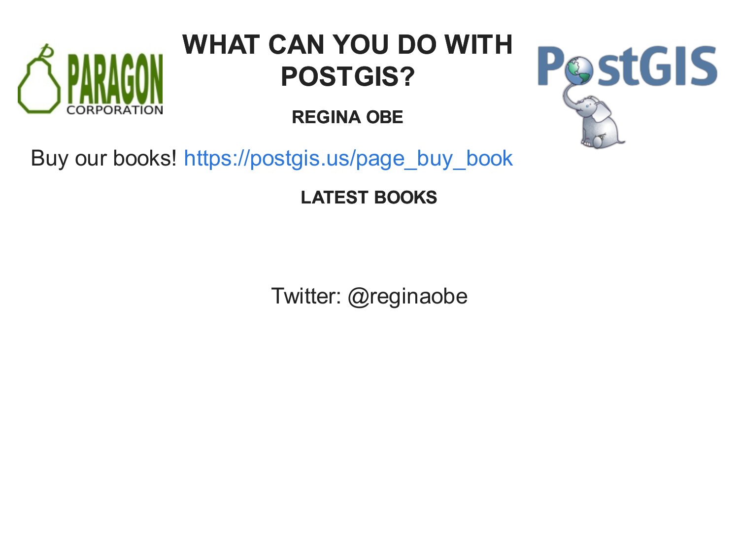# WHAT CAN YOU DO WITH POSTGIS?

### REGINA OBE

Buy our books! https://postgis.us/page_buy_book

### LATEST BOOKS

Twitter: @reginaobe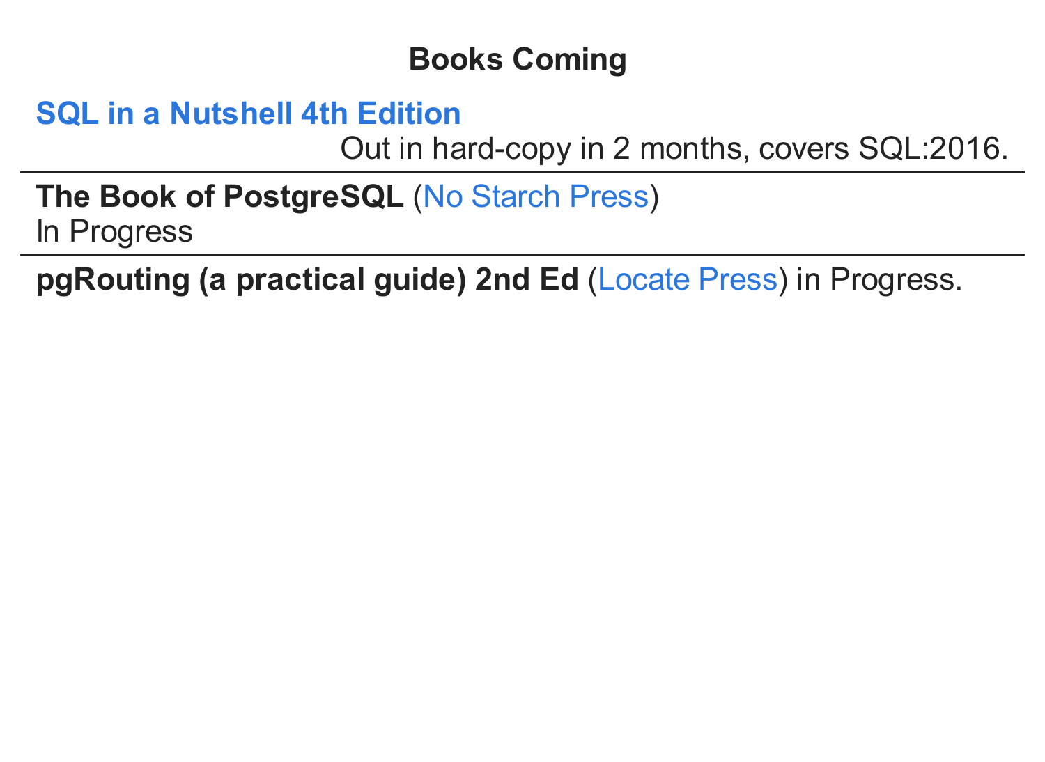## Books Coming

**SQL in a Nutshell 4th Edition**

Out in hard-copy in 2 months, covers SQL:2016.

---

**The Book of PostgreSQL** (No Starch Press)
In Progress

---

**pgRouting (a practical guide) 2nd Ed** (Locate Press) in Progress.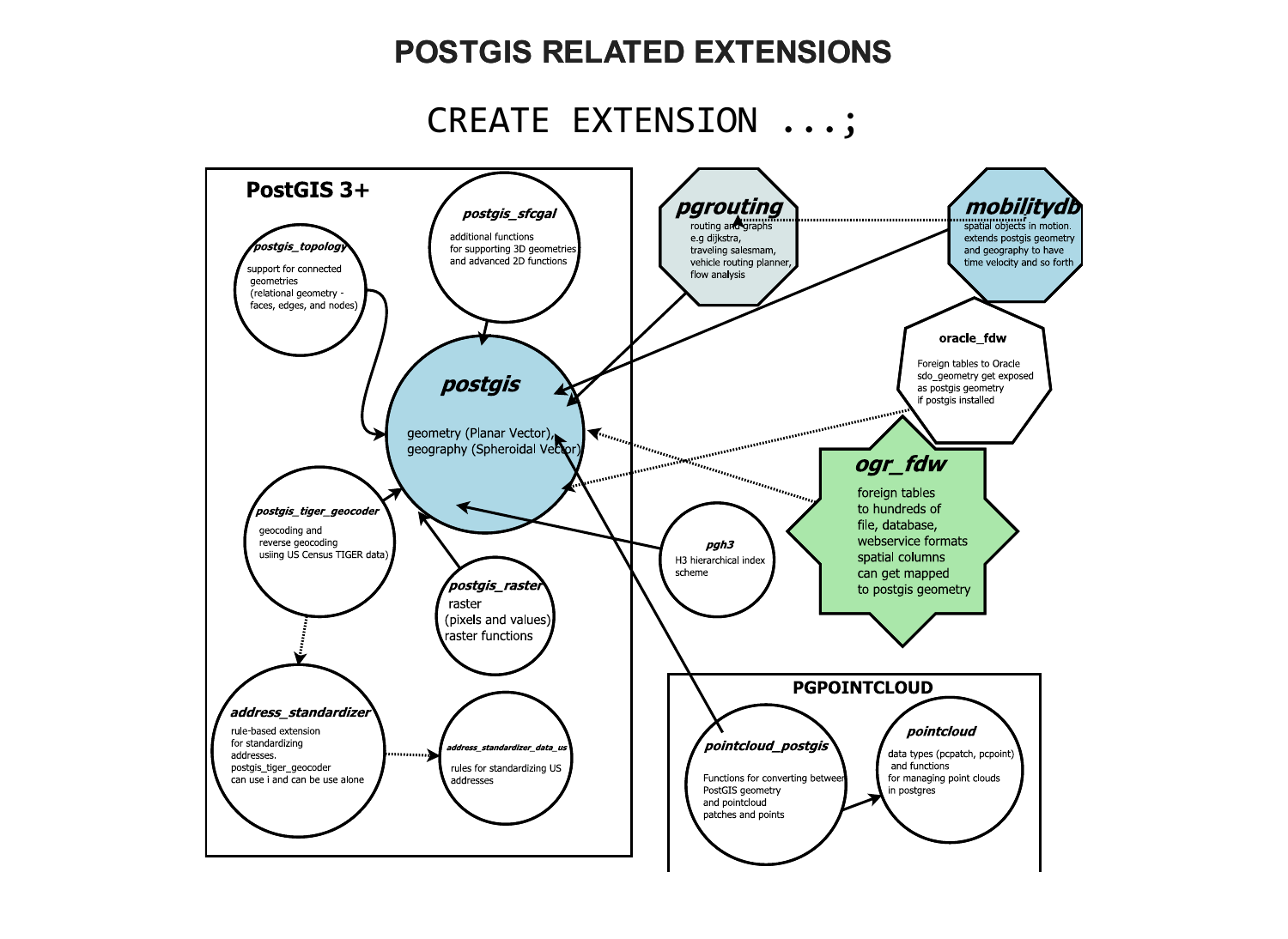# POSTGIS RELATED EXTENSIONS

```
CREATE EXTENSION ...;
```

## PostGIS 3+

***postgis_sfcgal***

additional functions for supporting 3D geometries and advanced 2D functions

***postgis_topology***

support for connected geometries (relational geometry - faces, edges, and nodes)

***postgis***

geometry (Planar Vector), geography (Spheroidal Vector)

***postgis_tiger_geocoder***

geocoding and reverse geocoding usiing US Census TIGER data)

***postgis_raster***

raster (pixels and values) raster functions

***address_standardizer***

rule-based extension for standardizing addresses. postgis_tiger_geocoder can use i and can be use alone

***address_standardizer_data_us***

rules for standardizing US addresses

***pgrouting***

routing and graphs e.g dijkstra, traveling salesmam, vehicle routing planner, flow analysis

***mobilitydb***

spatial objects in motion. extends postgis geometry and geography to have time velocity and so forth

**oracle_fdw**

Foreign tables to Oracle sdo_geometry get exposed as postgis geometry if postgis installed

***ogr_fdw***

foreign tables to hundreds of file, database, webservice formats spatial columns can get mapped to postgis geometry

***pgh3***

H3 hierarchical index scheme

## PGPOINTCLOUD

***pointcloud_postgis***

Functions for converting between PostGIS geometry and pointcloud patches and points

***pointcloud***

data types (pcpatch, pcpoint) and functions for managing point clouds in postgres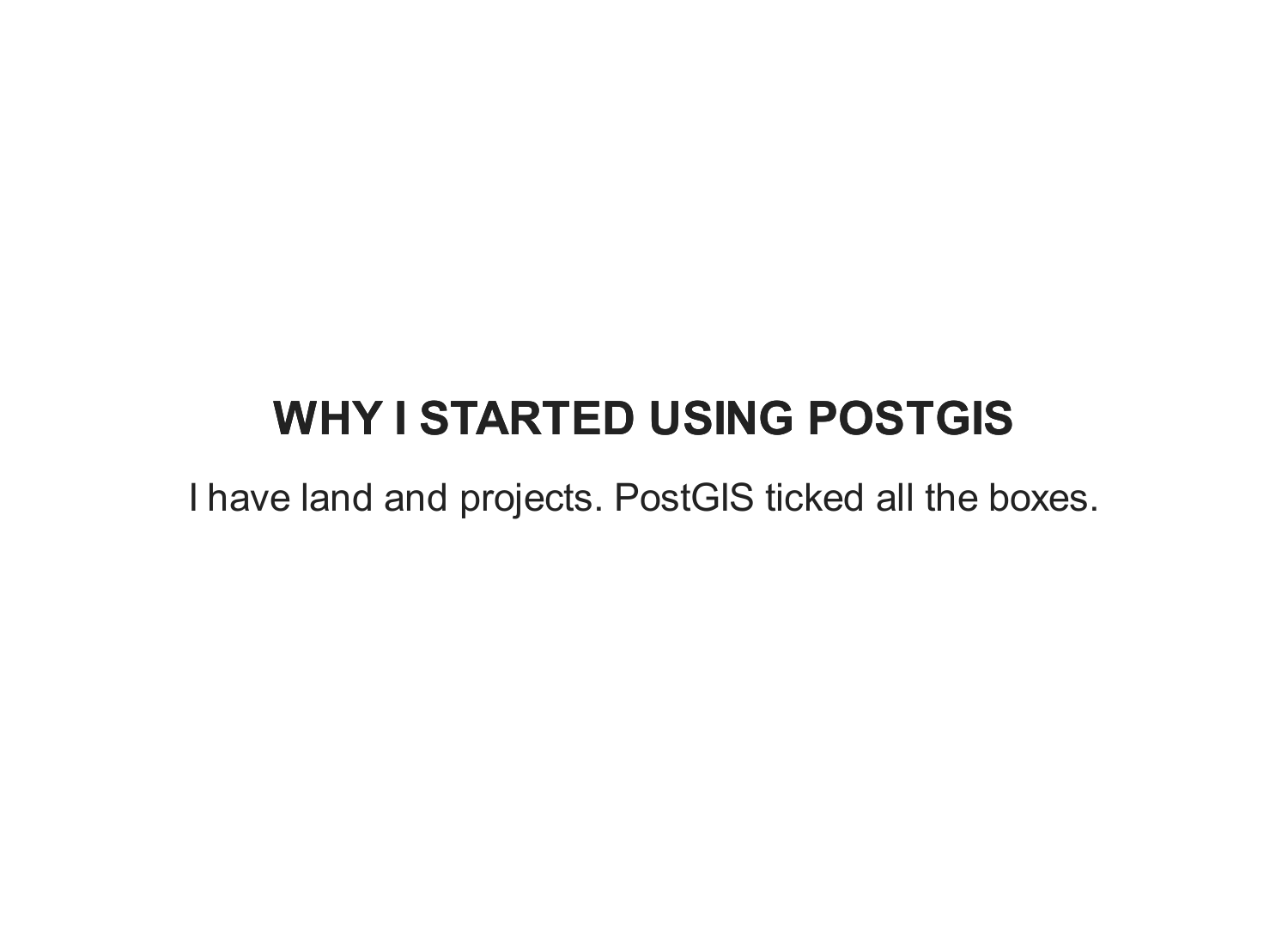# WHY I STARTED USING POSTGIS

I have land and projects. PostGIS ticked all the boxes.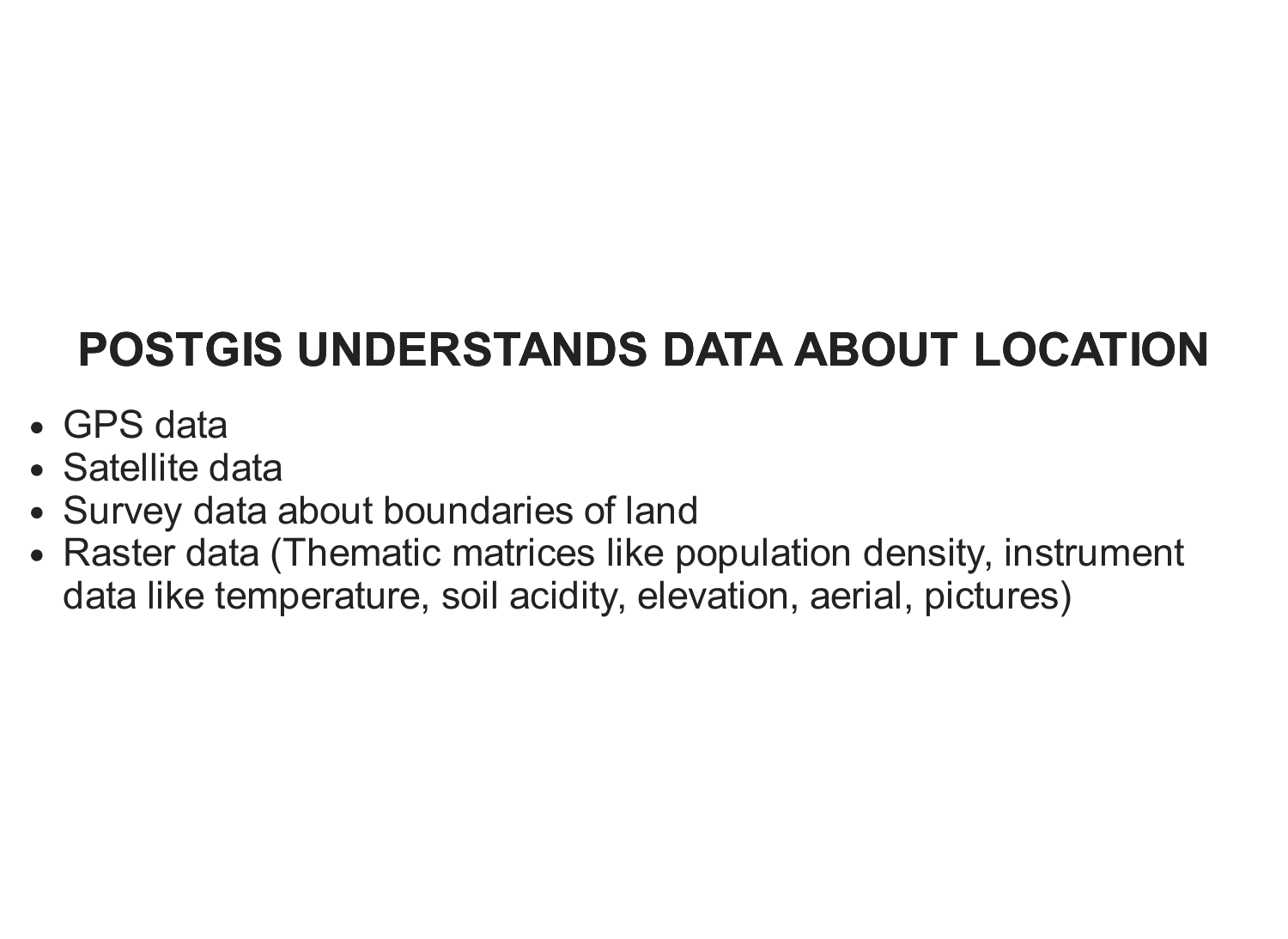# POSTGIS UNDERSTANDS DATA ABOUT LOCATION

- GPS data
- Satellite data
- Survey data about boundaries of land
- Raster data (Thematic matrices like population density, instrument data like temperature, soil acidity, elevation, aerial, pictures)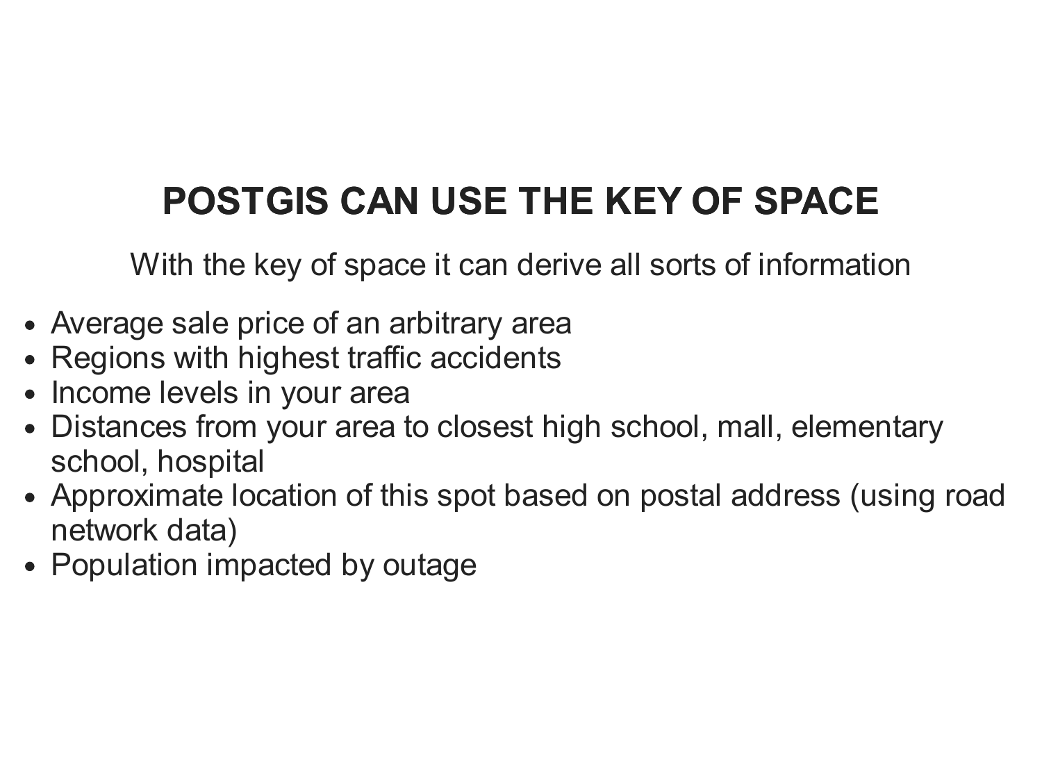## POSTGIS CAN USE THE KEY OF SPACE

With the key of space it can derive all sorts of information

- Average sale price of an arbitrary area
- Regions with highest traffic accidents
- Income levels in your area
- Distances from your area to closest high school, mall, elementary school, hospital
- Approximate location of this spot based on postal address (using road network data)
- Population impacted by outage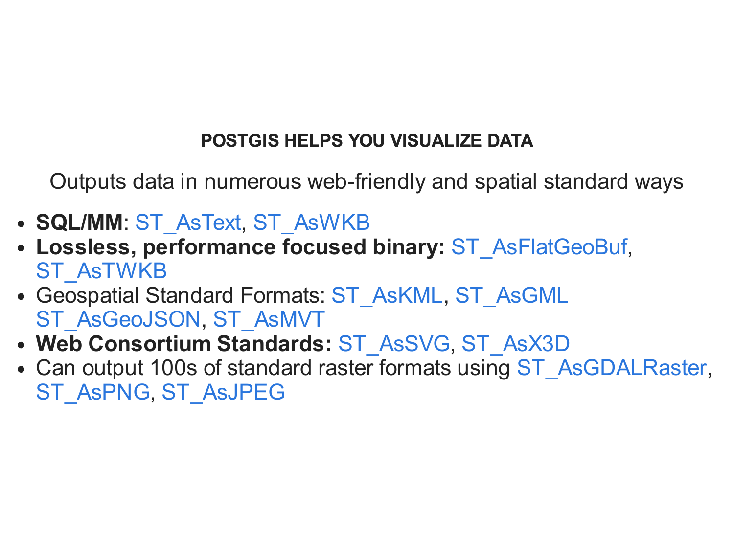## POSTGIS HELPS YOU VISUALIZE DATA

Outputs data in numerous web-friendly and spatial standard ways

- **SQL/MM**: ST_AsText, ST_AsWKB
- **Lossless, performance focused binary:** ST_AsFlatGeoBuf, ST_AsTWKB
- Geospatial Standard Formats: ST_AsKML, ST_AsGML ST_AsGeoJSON, ST_AsMVT
- **Web Consortium Standards:** ST_AsSVG, ST_AsX3D
- Can output 100s of standard raster formats using ST_AsGDALRaster, ST_AsPNG, ST_AsJPEG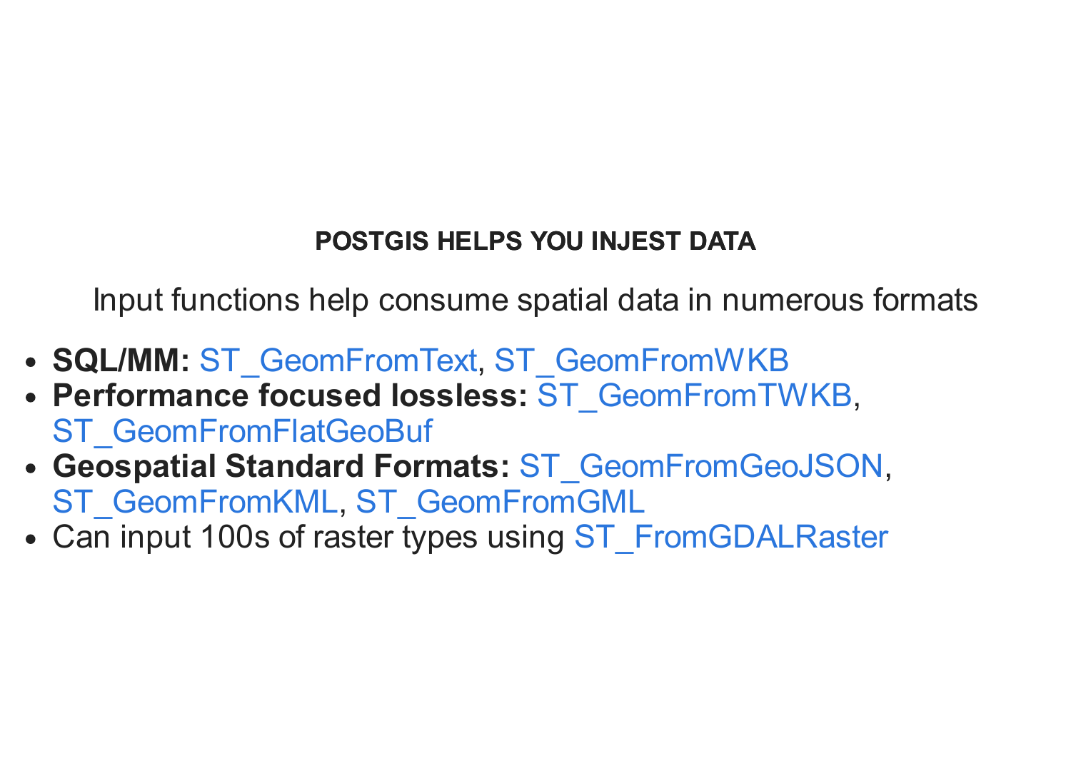## POSTGIS HELPS YOU INJEST DATA

Input functions help consume spatial data in numerous formats

- **SQL/MM:** ST_GeomFromText, ST_GeomFromWKB
- **Performance focused lossless:** ST_GeomFromTWKB, ST_GeomFromFlatGeoBuf
- **Geospatial Standard Formats:** ST_GeomFromGeoJSON, ST_GeomFromKML, ST_GeomFromGML
- Can input 100s of raster types using ST_FromGDALRaster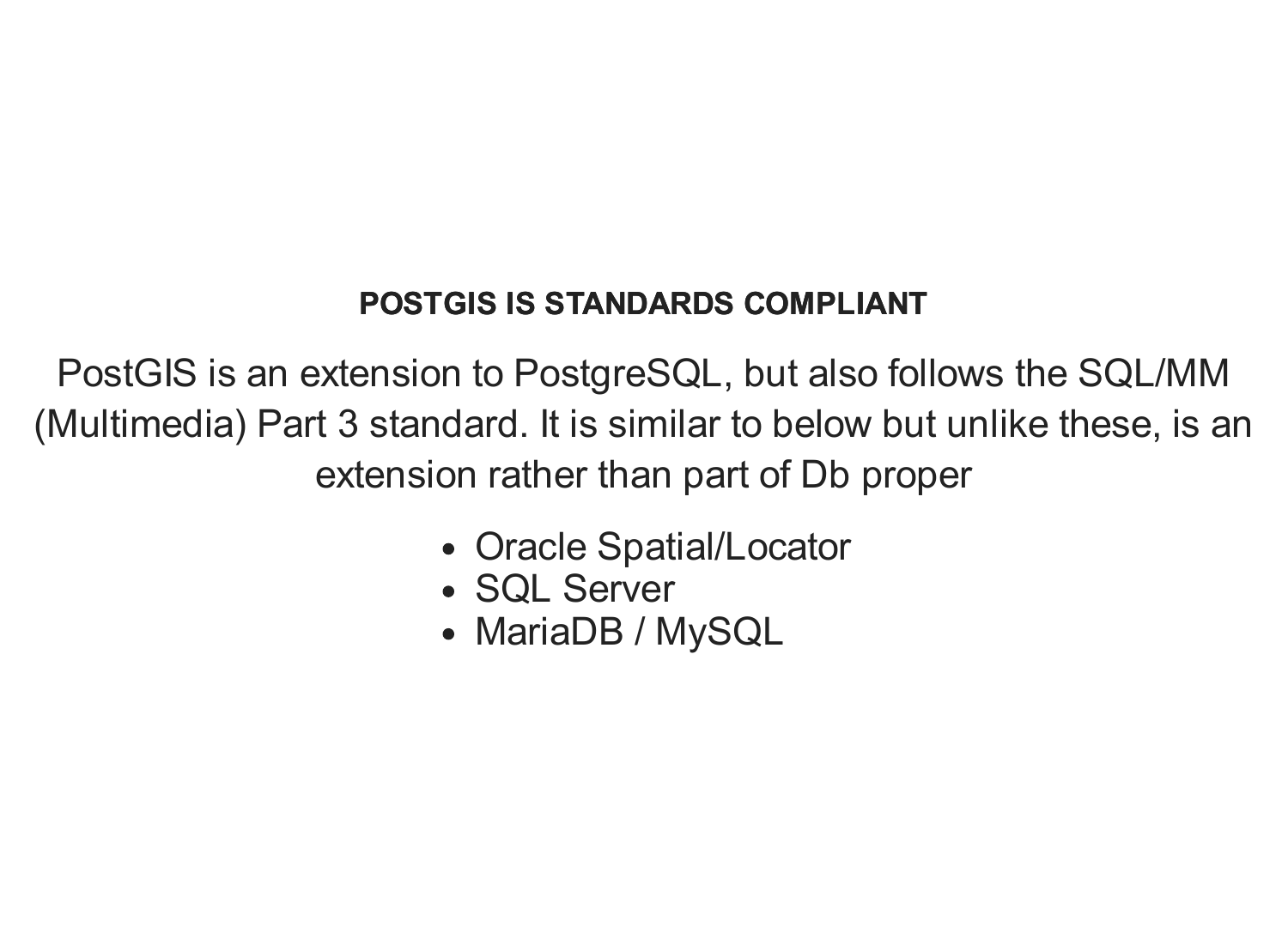## POSTGIS IS STANDARDS COMPLIANT

PostGIS is an extension to PostgreSQL, but also follows the SQL/MM (Multimedia) Part 3 standard. It is similar to below but unlike these, is an extension rather than part of Db proper

- Oracle Spatial/Locator
- SQL Server
- MariaDB / MySQL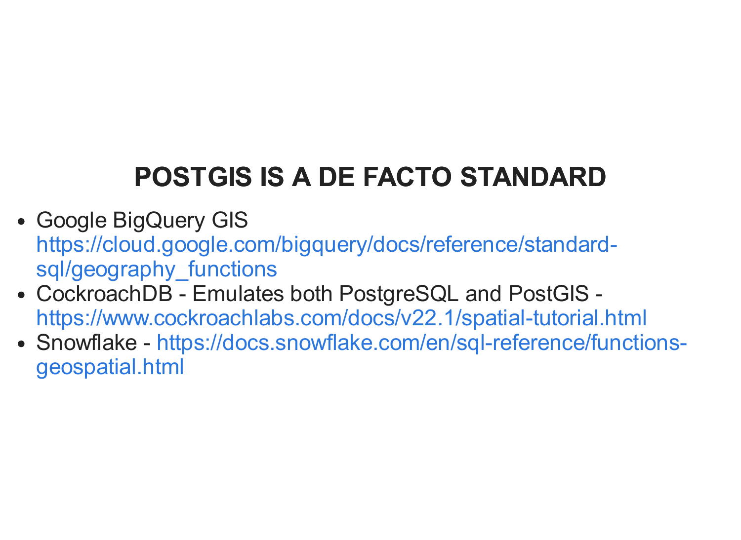## POSTGIS IS A DE FACTO STANDARD

- Google BigQuery GIS https://cloud.google.com/bigquery/docs/reference/standard-sql/geography_functions
- CockroachDB - Emulates both PostgreSQL and PostGIS - https://www.cockroachlabs.com/docs/v22.1/spatial-tutorial.html
- Snowflake - https://docs.snowflake.com/en/sql-reference/functions-geospatial.html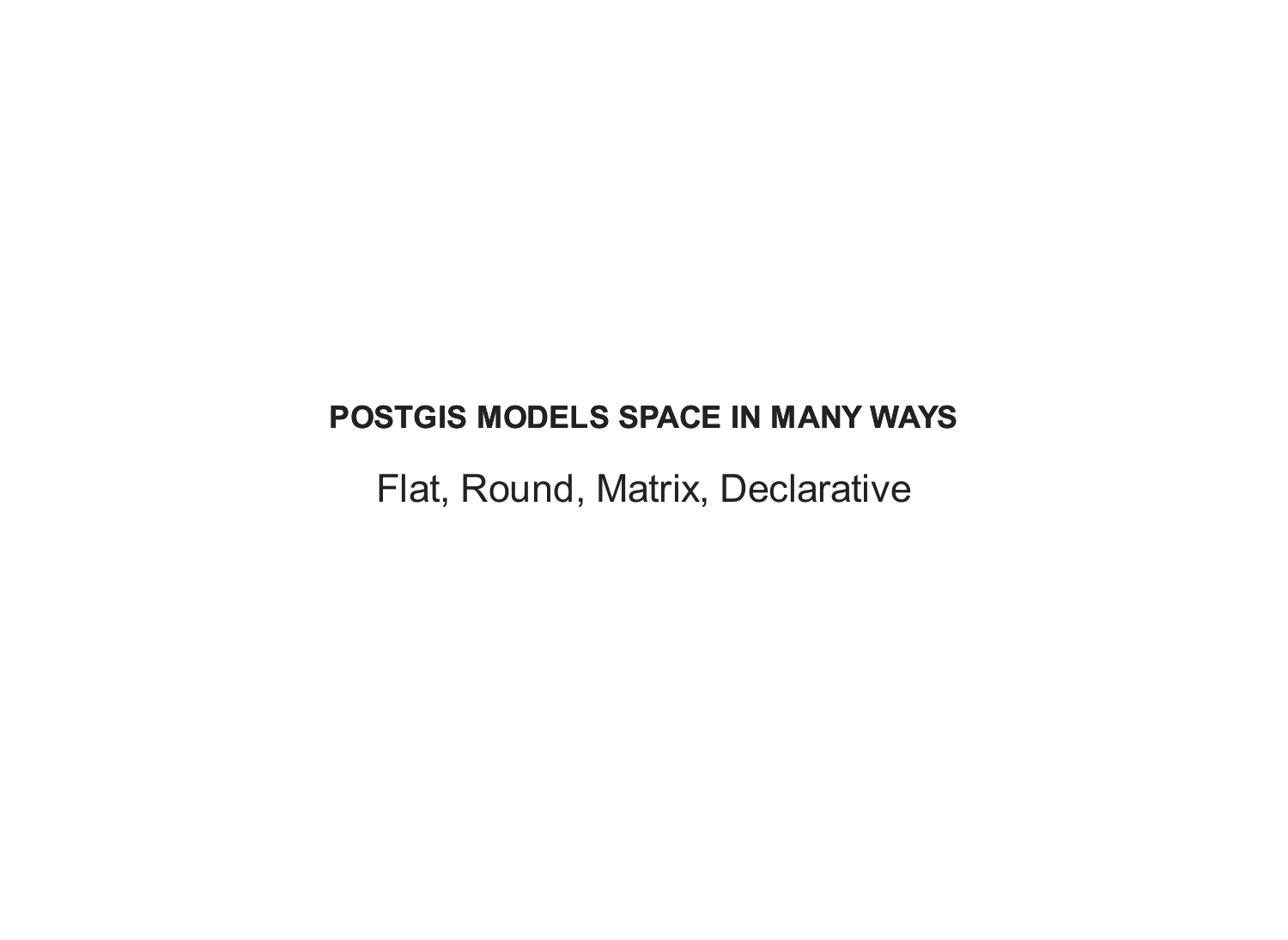# POSTGIS MODELS SPACE IN MANY WAYS

Flat, Round, Matrix, Declarative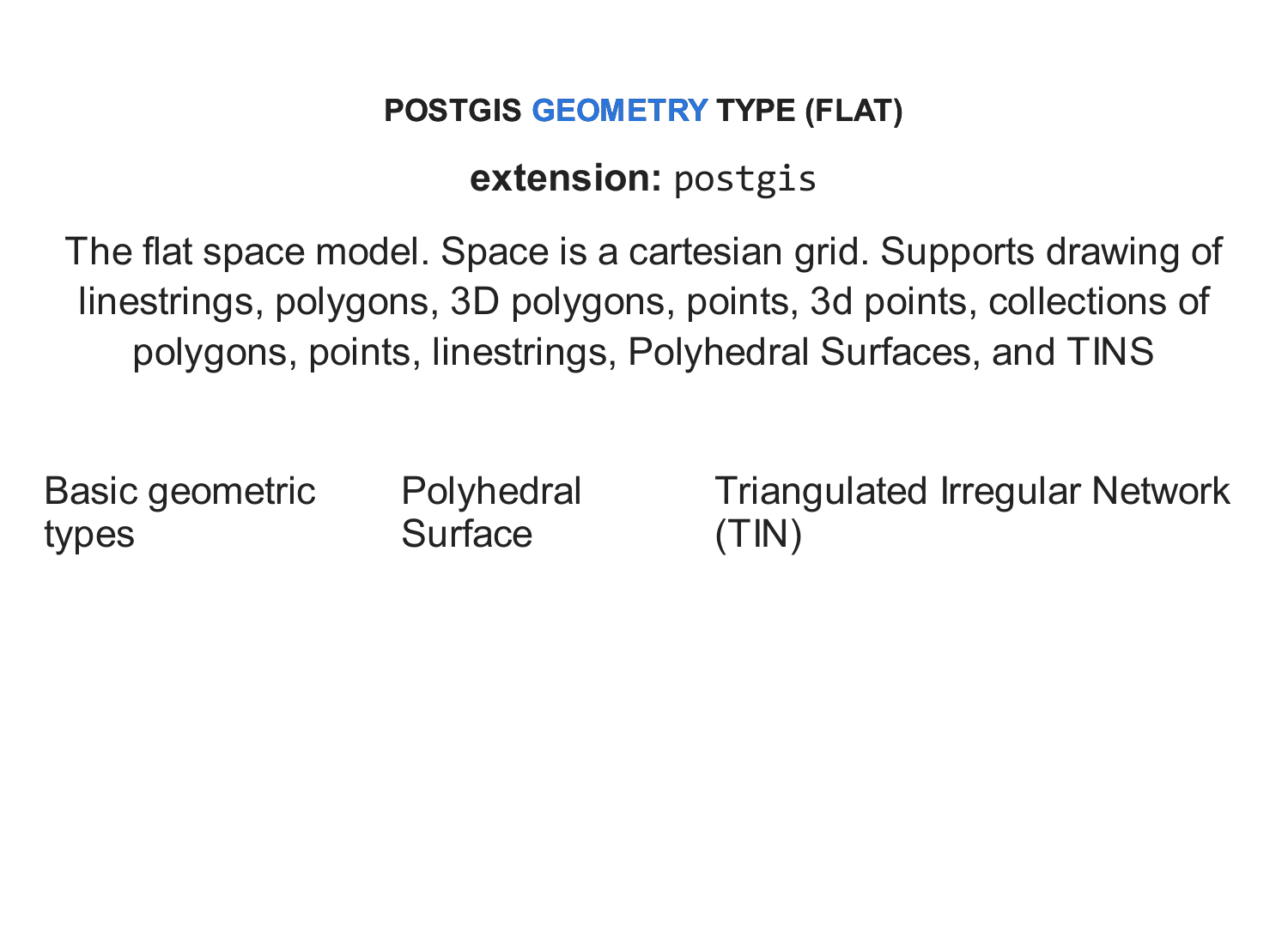## POSTGIS GEOMETRY TYPE (FLAT)

**extension:** `postgis`

The flat space model. Space is a cartesian grid. Supports drawing of linestrings, polygons, 3D polygons, points, 3d points, collections of polygons, points, linestrings, Polyhedral Surfaces, and TINS

Basic geometric types

Polyhedral Surface

Triangulated Irregular Network (TIN)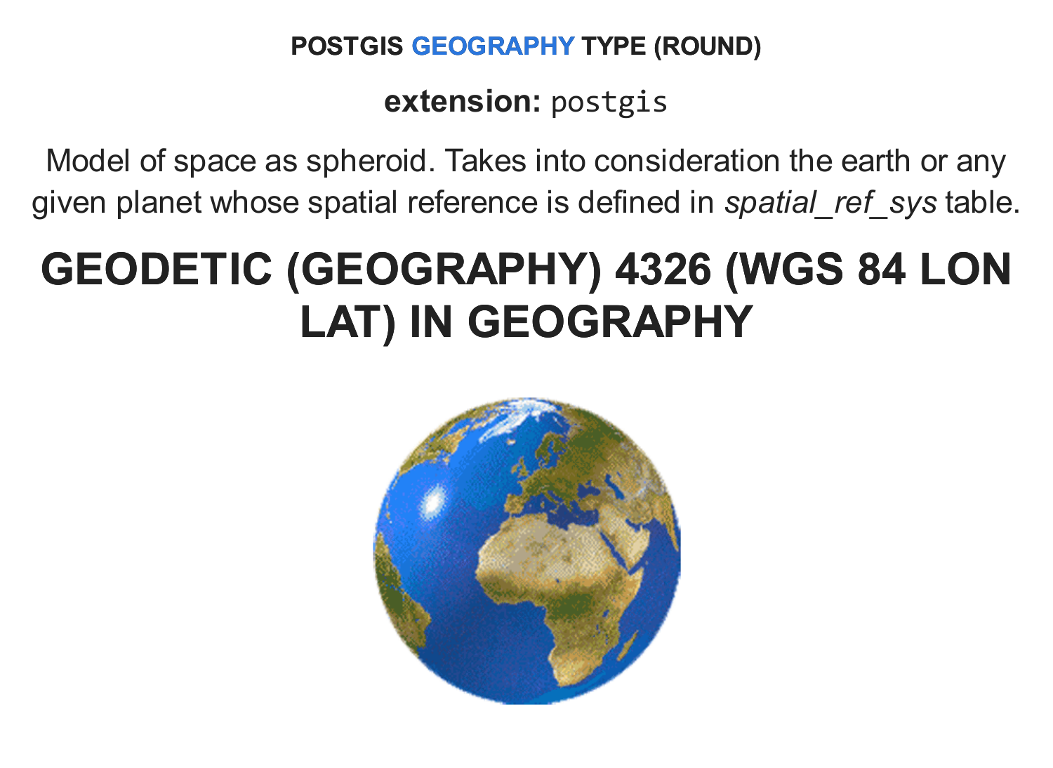**POSTGIS GEOGRAPHY TYPE (ROUND)**

**extension:** `postgis`

Model of space as spheroid. Takes into consideration the earth or any given planet whose spatial reference is defined in *spatial_ref_sys* table.

# GEODETIC (GEOGRAPHY) 4326 (WGS 84 LON LAT) IN GEOGRAPHY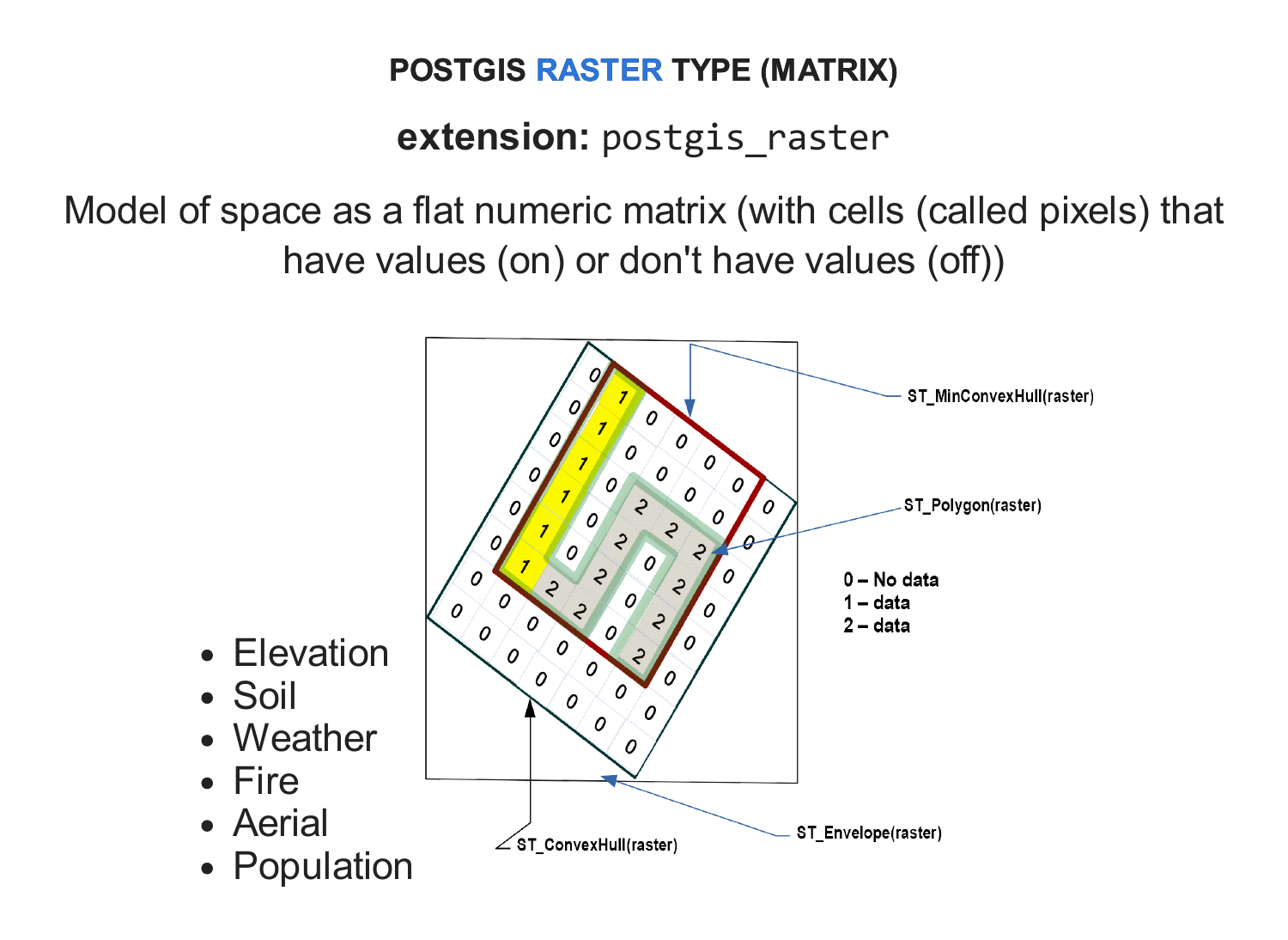# POSTGIS RASTER TYPE (MATRIX)

**extension:** `postgis_raster`

Model of space as a flat numeric matrix (with cells (called pixels) that have values (on) or don't have values (off))

- Elevation
- Soil
- Weather
- Fire
- Aerial
- Population

ST_MinConvexHull(raster)

ST_Polygon(raster)

0 – No data
1 – data
2 – data

ST_ConvexHull(raster)

ST_Envelope(raster)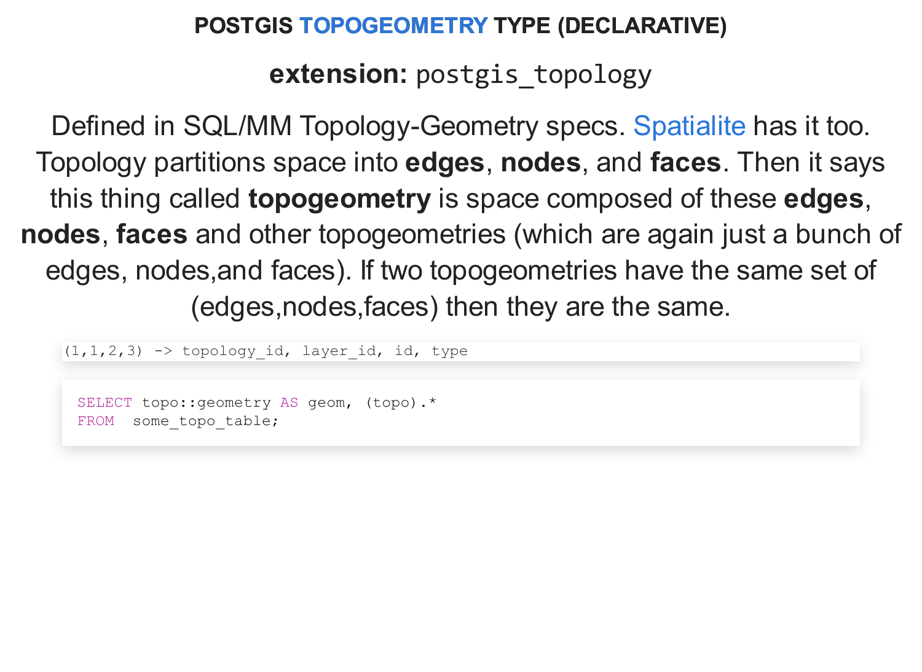# POSTGIS TOPOGEOMETRY TYPE (DECLARATIVE)

**extension:** `postgis_topology`

Defined in SQL/MM Topology-Geometry specs. Spatialite has it too. Topology partitions space into **edges**, **nodes**, and **faces**. Then it says this thing called **topogeometry** is space composed of these **edges**, **nodes**, **faces** and other topogeometries (which are again just a bunch of edges, nodes,and faces). If two topogeometries have the same set of (edges,nodes,faces) then they are the same.

```
(1,1,2,3) -> topology_id, layer_id, id, type
```

```sql
SELECT topo::geometry AS geom, (topo).*
FROM  some_topo_table;
```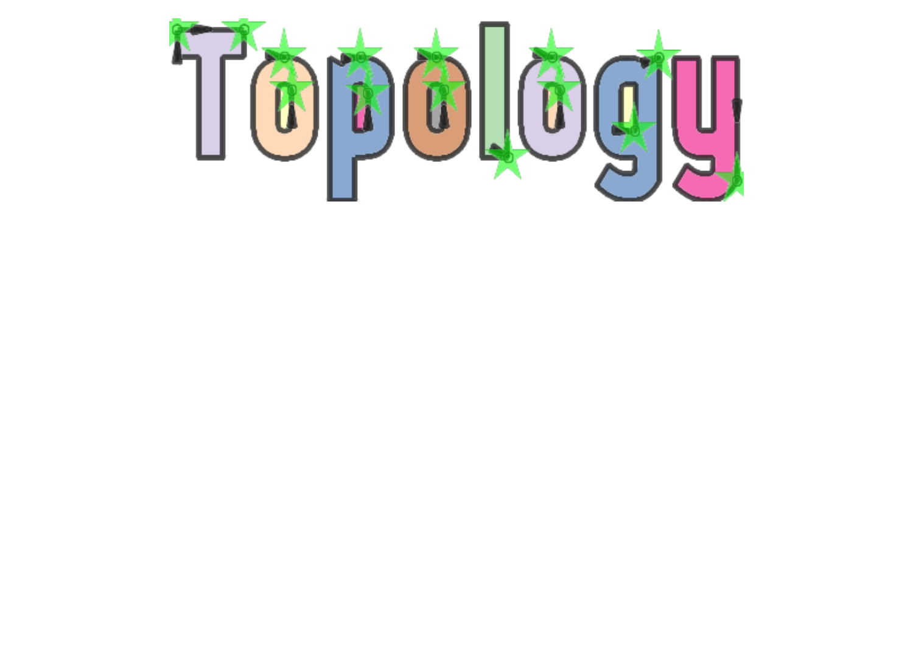Topology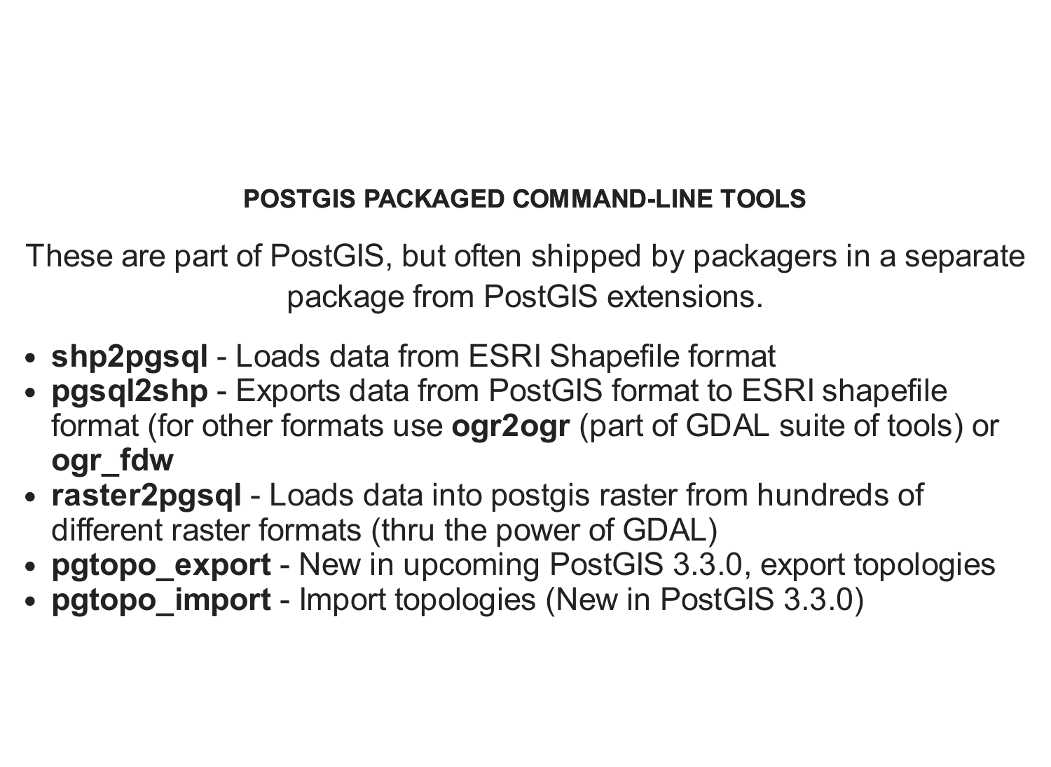## POSTGIS PACKAGED COMMAND-LINE TOOLS

These are part of PostGIS, but often shipped by packagers in a separate package from PostGIS extensions.

- **shp2pgsql** - Loads data from ESRI Shapefile format
- **pgsql2shp** - Exports data from PostGIS format to ESRI shapefile format (for other formats use **ogr2ogr** (part of GDAL suite of tools) or **ogr_fdw**
- **raster2pgsql** - Loads data into postgis raster from hundreds of different raster formats (thru the power of GDAL)
- **pgtopo_export** - New in upcoming PostGIS 3.3.0, export topologies
- **pgtopo_import** - Import topologies (New in PostGIS 3.3.0)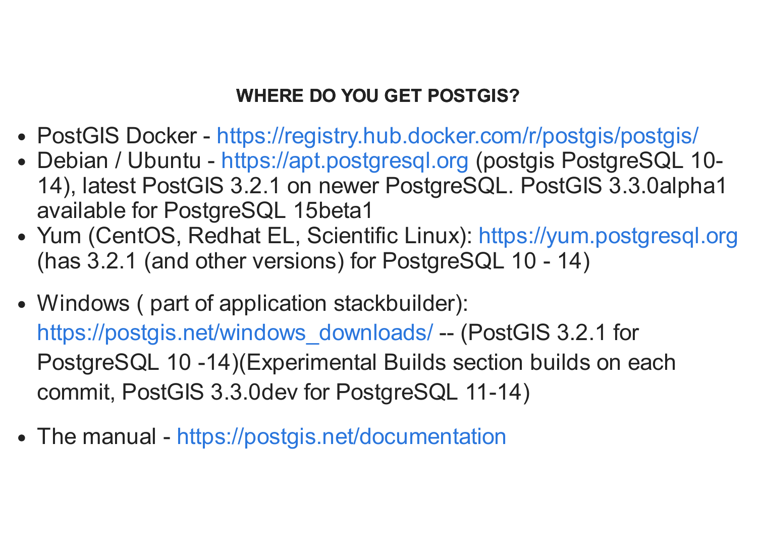## WHERE DO YOU GET POSTGIS?

- PostGIS Docker - https://registry.hub.docker.com/r/postgis/postgis/
- Debian / Ubuntu - https://apt.postgresql.org (postgis PostgreSQL 10-14), latest PostGIS 3.2.1 on newer PostgreSQL. PostGIS 3.3.0alpha1 available for PostgreSQL 15beta1
- Yum (CentOS, Redhat EL, Scientific Linux): https://yum.postgresql.org (has 3.2.1 (and other versions) for PostgreSQL 10 - 14)
- Windows ( part of application stackbuilder): https://postgis.net/windows_downloads/ -- (PostGIS 3.2.1 for PostgreSQL 10 -14)(Experimental Builds section builds on each commit, PostGIS 3.3.0dev for PostgreSQL 11-14)
- The manual - https://postgis.net/documentation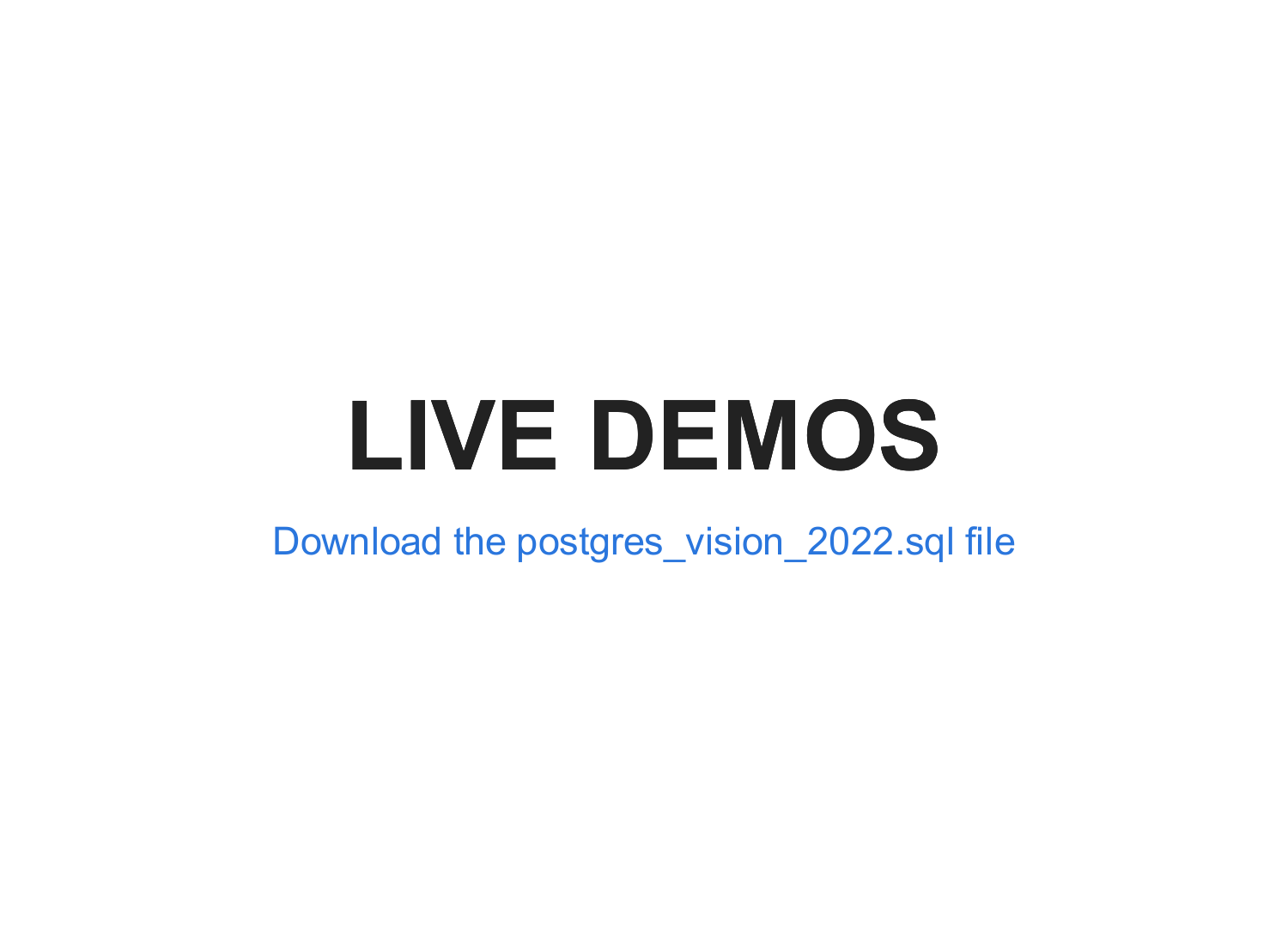# LIVE DEMOS

Download the postgres_vision_2022.sql file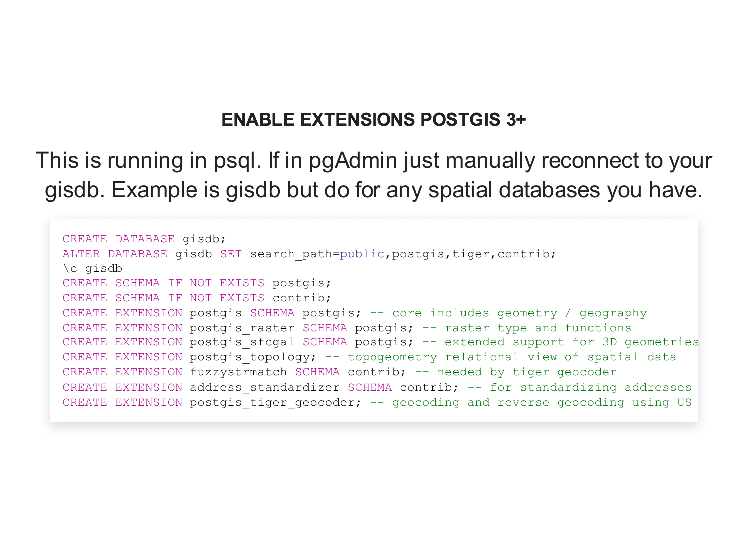## ENABLE EXTENSIONS POSTGIS 3+

This is running in psql. If in pgAdmin just manually reconnect to your gisdb. Example is gisdb but do for any spatial databases you have.

```
CREATE DATABASE gisdb;
ALTER DATABASE gisdb SET search_path=public,postgis,tiger,contrib;
\c gisdb
CREATE SCHEMA IF NOT EXISTS postgis;
CREATE SCHEMA IF NOT EXISTS contrib;
CREATE EXTENSION postgis SCHEMA postgis; -- core includes geometry / geography
CREATE EXTENSION postgis_raster SCHEMA postgis; -- raster type and functions
CREATE EXTENSION postgis_sfcgal SCHEMA postgis; -- extended support for 3D geometries
CREATE EXTENSION postgis_topology; -- topogeometry relational view of spatial data
CREATE EXTENSION fuzzystrmatch SCHEMA contrib; -- needed by tiger geocoder
CREATE EXTENSION address_standardizer SCHEMA contrib; -- for standardizing addresses
CREATE EXTENSION postgis_tiger_geocoder; -- geocoding and reverse geocoding using US
```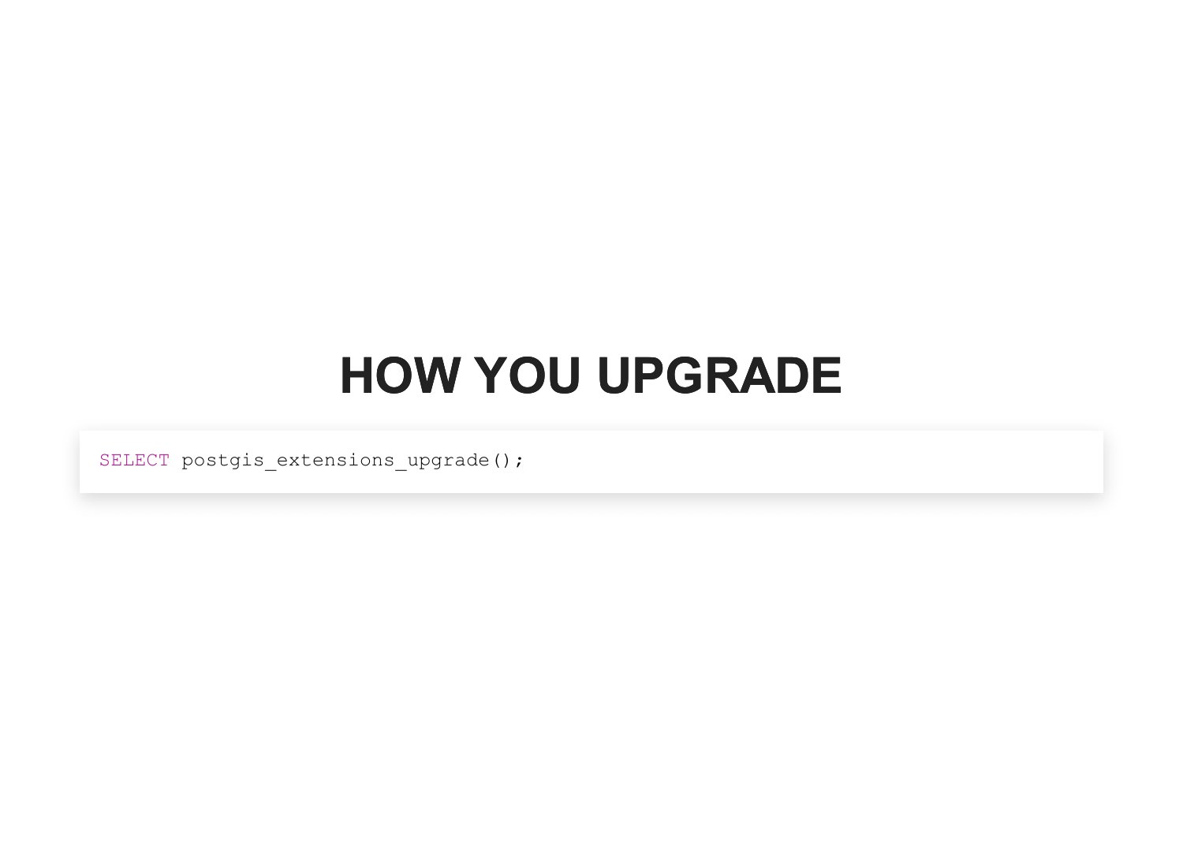# HOW YOU UPGRADE

```sql
SELECT postgis_extensions_upgrade();
```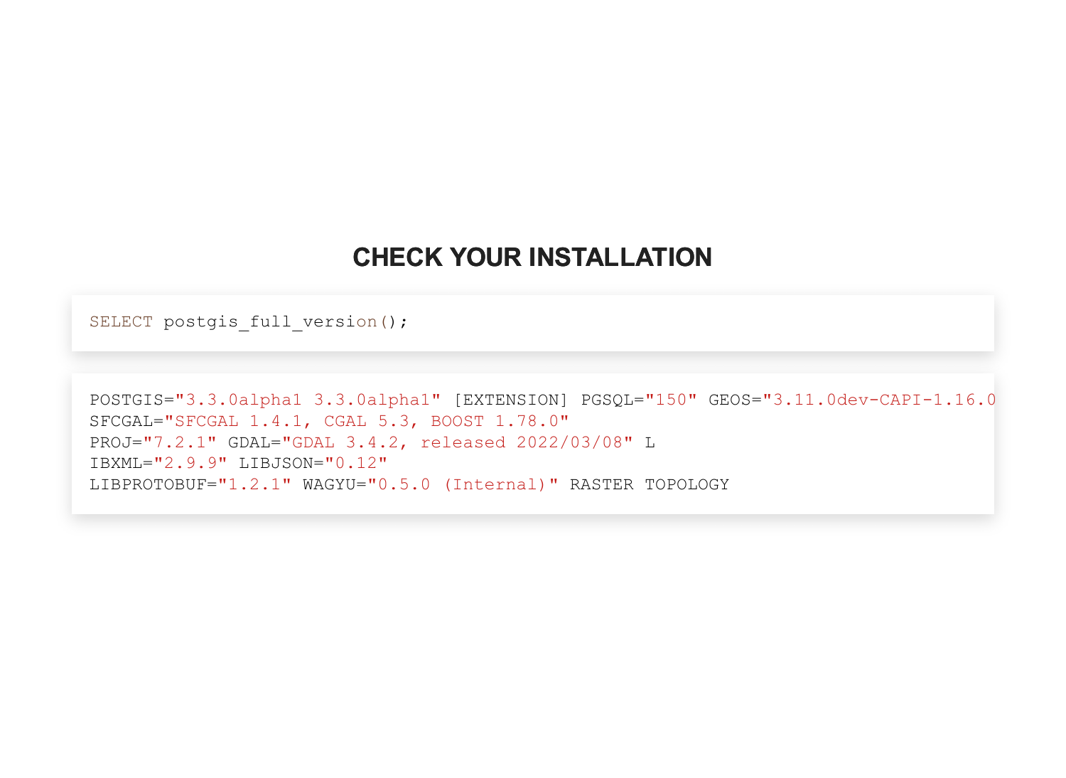# CHECK YOUR INSTALLATION

```
SELECT postgis_full_version();
```

```
POSTGIS="3.3.0alpha1 3.3.0alpha1" [EXTENSION] PGSQL="150" GEOS="3.11.0dev-CAPI-1.16.0
SFCGAL="SFCGAL 1.4.1, CGAL 5.3, BOOST 1.78.0"
PROJ="7.2.1" GDAL="GDAL 3.4.2, released 2022/03/08" L
IBXML="2.9.9" LIBJSON="0.12"
LIBPROTOBUF="1.2.1" WAGYU="0.5.0 (Internal)" RASTER TOPOLOGY
```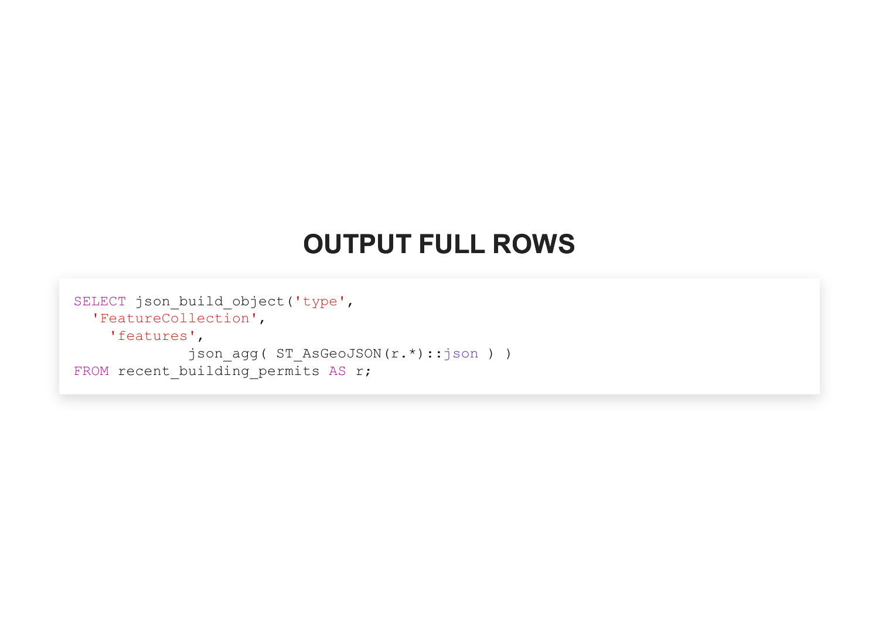# OUTPUT FULL ROWS

```
SELECT json_build_object('type',
  'FeatureCollection',
    'features',
             json_agg( ST_AsGeoJSON(r.*)::json ) )
FROM recent_building_permits AS r;
```